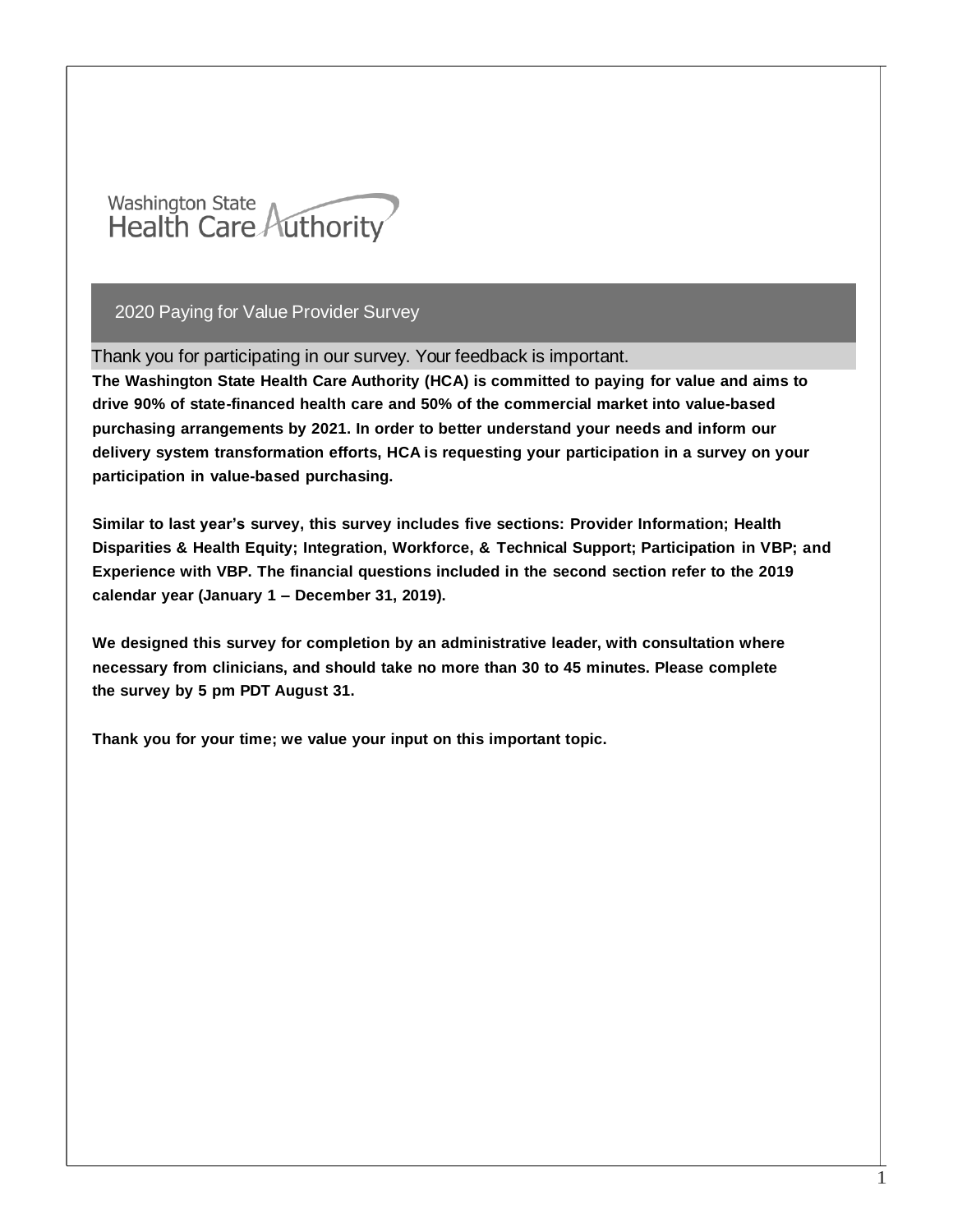Washington State Health Care Authority

# 2020 Paying for Value Provider Survey

Thank you for participating in our survey. Your feedback is important.

**The Washington State Health Care Authority (HCA) is committed to paying for value and aims to drive 90% of state-financed health care and 50% of the commercial market into value-based purchasing arrangements by 2021. In order to better understand your needs and inform our delivery system transformation efforts, HCA is requesting your participation in a survey on your participation in value-based purchasing.**

**Similar to last year's survey, this survey includes five sections: Provider Information; Health Disparities & Health Equity; Integration, Workforce, & Technical Support; Participation in VBP; and Experience with VBP. The financial questions included in the second section refer to the 2019 calendar year (January 1 – December 31, 2019).**

**We designed this survey for completion by an administrative leader, with consultation where necessary from clinicians, and should take no more than 30 to 45 minutes. Please complete the survey by 5 pm PDT August 31.**

**Thank you for your time; we value your input on this important topic.**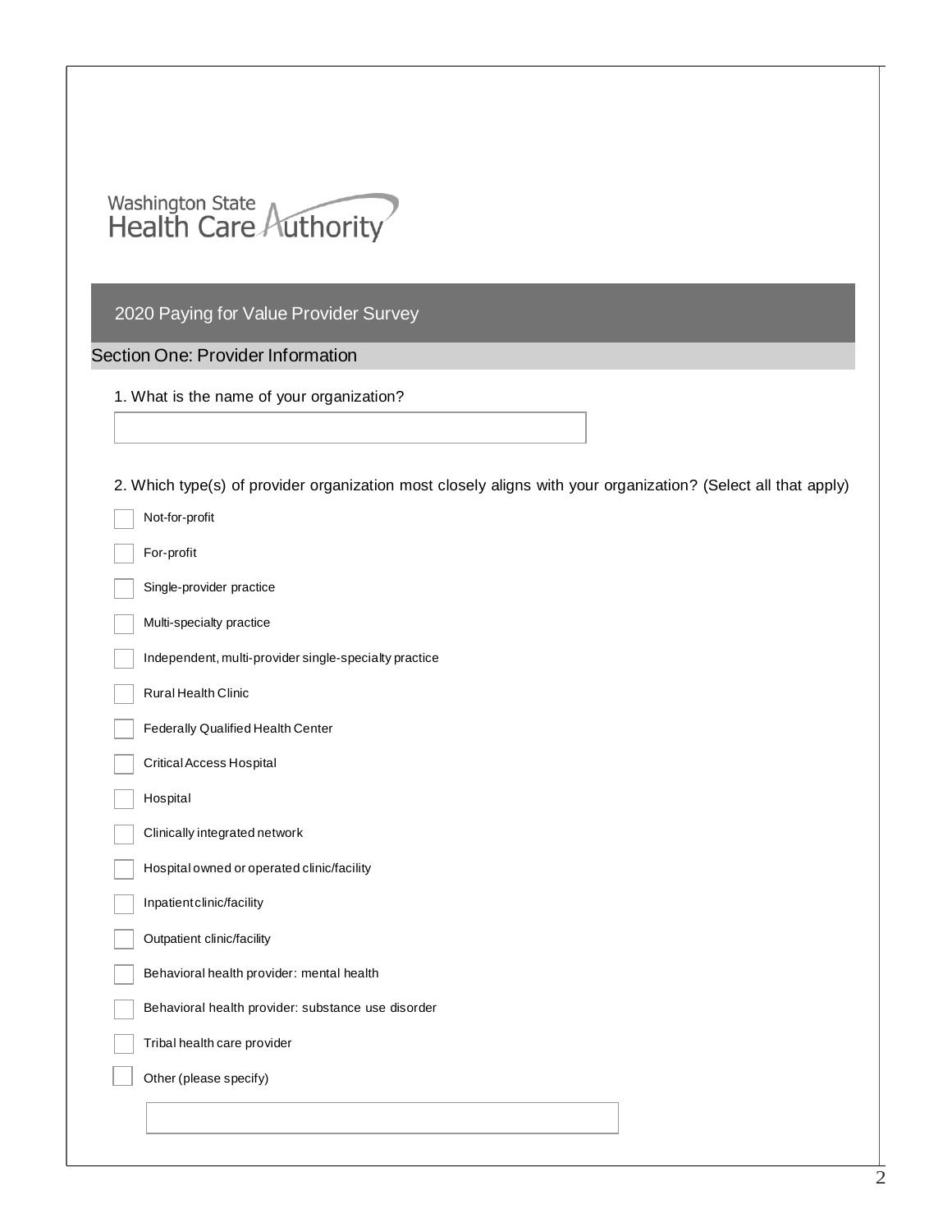Washington State Health Care Authority

# 2020 Paying for Value Provider Survey

## Section One: Provider Information

1. What is the name of your organization?

2. Which type(s) of provider organization most closely aligns with your organization? (Select all that apply)

- Not-for-profit
- For-profit
- Single-provider practice
- Multi-specialty practice
- Independent, multi-provider single-specialty practice
- Rural Health Clinic
- Federally Qualified Health Center
- Critical Access Hospital
- Hospital
- Clinically integrated network
- Hospital owned or operated clinic/facility
- Inpatient clinic/facility
- Outpatient clinic/facility
- Behavioral health provider: mental health
- Behavioral health provider: substance use disorder
- Tribal health care provider
- Other (please specify)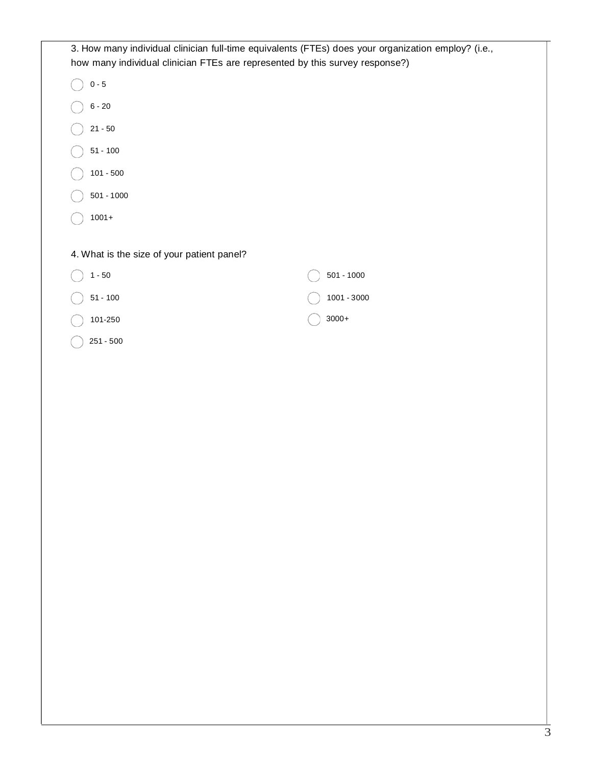3. How many individual clinician full-time equivalents (FTEs) does your organization employ? (i.e., how many individual clinician FTEs are represented by this survey response?)

- ◯ 0 - 5
- ◯ 6 - 20
- ◯ 21 - 50
- ◯ 51 - 100
- ◯ 101 - 500
- ◯ 501 - 1000
- ◯ 1001+

4. What is the size of your patient panel?

- ◯ 1 - 50
- ◯ 51 - 100
- ◯ 101-250
- ◯ 251 - 500
- ◯ 501 - 1000
- ◯ 1001 - 3000
- ◯ 3000+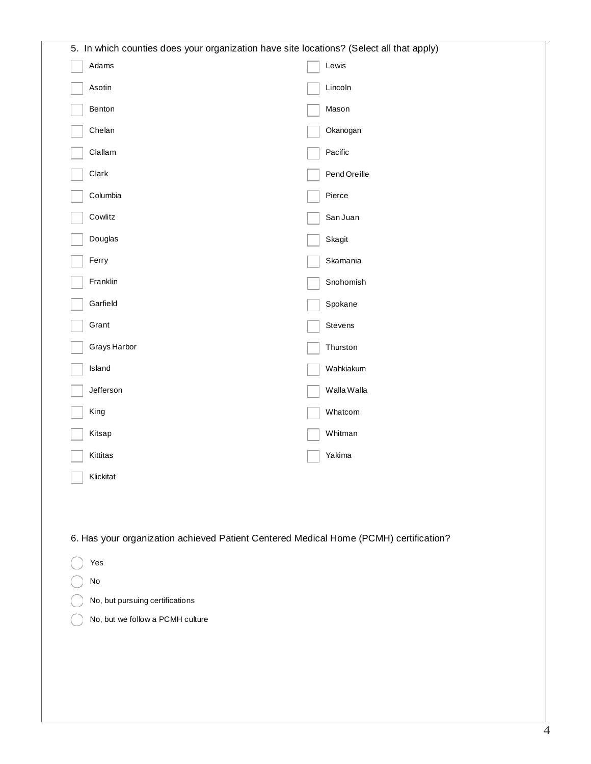5. In which counties does your organization have site locations? (Select all that apply)

- [ ] Adams
- [ ] Asotin
- [ ] Benton
- [ ] Chelan
- [ ] Clallam
- [ ] Clark
- [ ] Columbia
- [ ] Cowlitz
- [ ] Douglas
- [ ] Ferry
- [ ] Franklin
- [ ] Garfield
- [ ] Grant
- [ ] Grays Harbor
- [ ] Island
- [ ] Jefferson
- [ ] King
- [ ] Kitsap
- [ ] Kittitas
- [ ] Klickitat
- [ ] Lewis
- [ ] Lincoln
- [ ] Mason
- [ ] Okanogan
- [ ] Pacific
- [ ] Pend Oreille
- [ ] Pierce
- [ ] San Juan
- [ ] Skagit
- [ ] Skamania
- [ ] Snohomish
- [ ] Spokane
- [ ] Stevens
- [ ] Thurston
- [ ] Wahkiakum
- [ ] Walla Walla
- [ ] Whatcom
- [ ] Whitman
- [ ] Yakima

6. Has your organization achieved Patient Centered Medical Home (PCMH) certification?

- ○ Yes
- ○ No
- ○ No, but pursuing certifications
- ○ No, but we follow a PCMH culture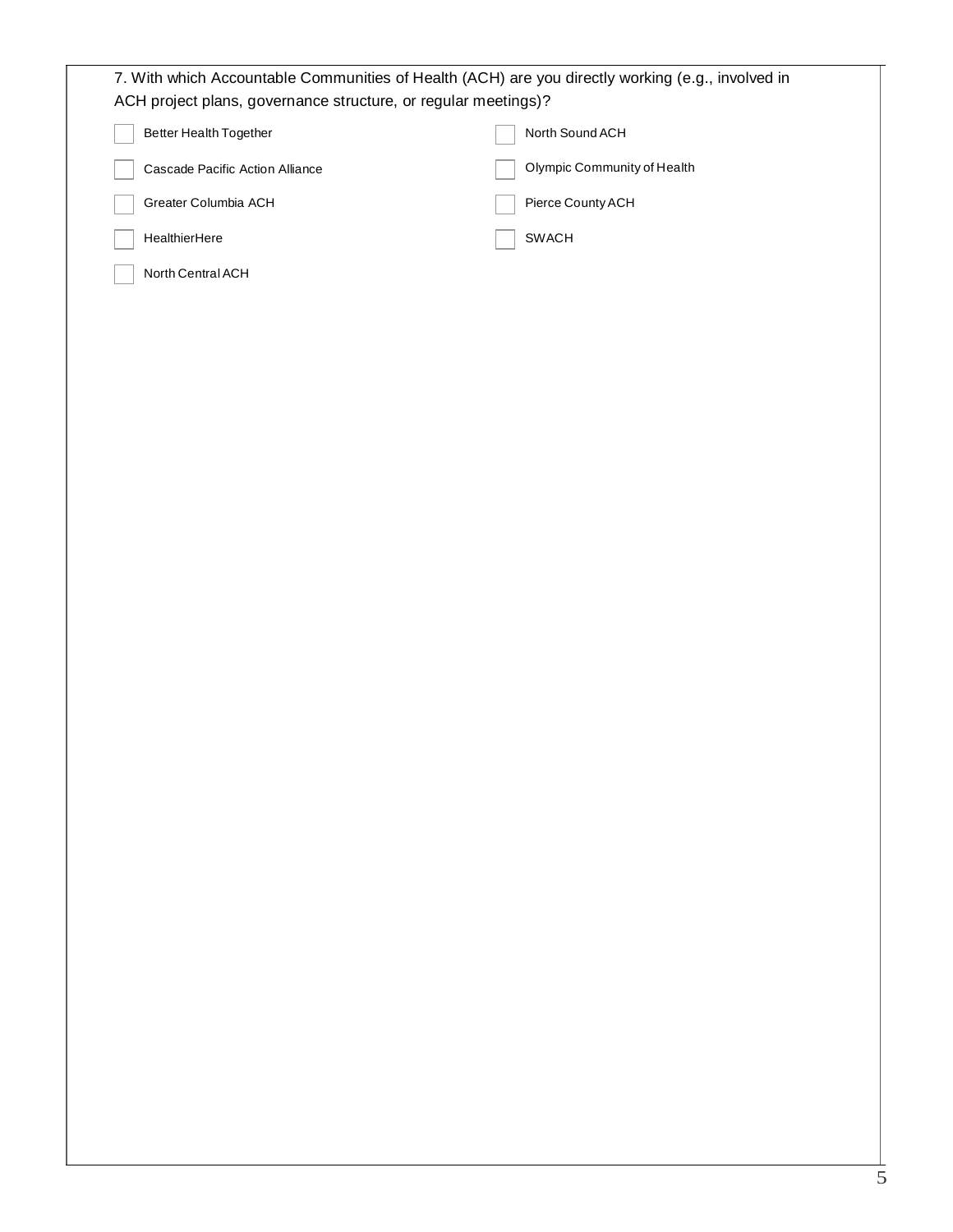7. With which Accountable Communities of Health (ACH) are you directly working (e.g., involved in ACH project plans, governance structure, or regular meetings)?

- [ ] Better Health Together
- [ ] Cascade Pacific Action Alliance
- [ ] Greater Columbia ACH
- [ ] HealthierHere
- [ ] North Central ACH
- [ ] North Sound ACH
- [ ] Olympic Community of Health
- [ ] Pierce County ACH
- [ ] SWACH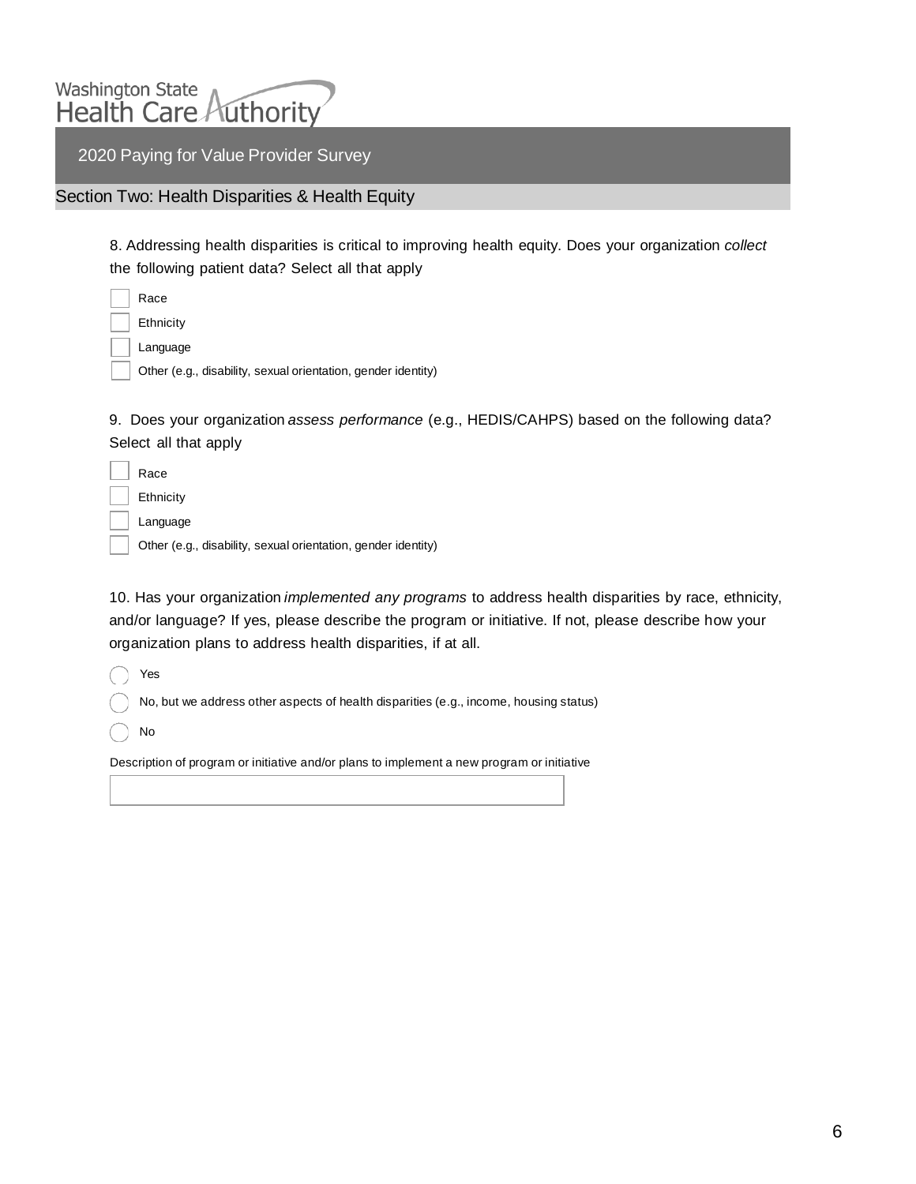Washington State Health Care Authority

# 2020 Paying for Value Provider Survey

## Section Two: Health Disparities & Health Equity

8. Addressing health disparities is critical to improving health equity. Does your organization *collect* the following patient data? Select all that apply

- [ ] Race
- [ ] Ethnicity
- [ ] Language
- [ ] Other (e.g., disability, sexual orientation, gender identity)

9. Does your organization *assess performance* (e.g., HEDIS/CAHPS) based on the following data? Select all that apply

- [ ] Race
- [ ] Ethnicity
- [ ] Language
- [ ] Other (e.g., disability, sexual orientation, gender identity)

10. Has your organization *implemented any programs* to address health disparities by race, ethnicity, and/or language? If yes, please describe the program or initiative. If not, please describe how your organization plans to address health disparities, if at all.

- ◯ Yes
- ◯ No, but we address other aspects of health disparities (e.g., income, housing status)
- ◯ No

Description of program or initiative and/or plans to implement a new program or initiative

______________________________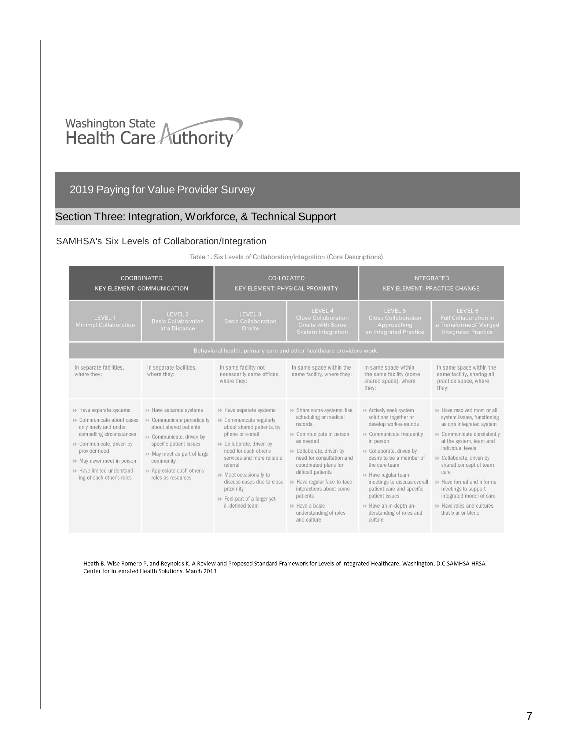Washington State Health Care Authority

## 2019 Paying for Value Provider Survey

### Section Three: Integration, Workforce, & Technical Support

#### SAMHSA's Six Levels of Collaboration/Integration

Table 1. Six Levels of Collaboration/Integration (Core Descriptions)

| COORDINATED<br>KEY ELEMENT: COMMUNICATION | | CO-LOCATED<br>KEY ELEMENT: PHYSICAL PROXIMITY | | INTEGRATED<br>KEY ELEMENT: PRACTICE CHANGE | |
|---|---|---|---|---|---|
| LEVEL 1<br>Minimal Collaboration | LEVEL 2<br>Basic Collaboration at a Distance | LEVEL 3<br>Basic Collaboration Onsite | LEVEL 4<br>Close Collaboration Onsite with Some System Integration | LEVEL 5<br>Close Collaboration Approaching an Integrated Practice | LEVEL 6<br>Full Collaboration in a Transformed/ Merged Integrated Practice |
| Behavioral health, primary care and other healthcare providers work: | | | | | |
| In separate facilities, where they: | In separate facilities, where they: | In same facility not necessarily same offices, where they: | In same space within the same facility, where they: | In same space within the same facility (some shared space), where they: | In same space within the same facility, sharing all practice space, where they: |
| ▸▸ Have separate systems<br>▸▸ Communicate about cases only rarely and under compelling circumstances<br>▸▸ Communicate, driven by provider need<br>▸▸ May never meet in person<br>▸▸ Have limited understanding of each other's roles | ▸▸ Have separate systems<br>▸▸ Communicate periodically about shared patients<br>▸▸ Communicate, driven by specific patient issues<br>▸▸ May meet as part of larger community<br>▸▸ Appreciate each other's roles as resources | ▸▸ Have separate systems<br>▸▸ Communicate regularly about shared patients, by phone or e-mail<br>▸▸ Collaborate, driven by need for each other's services and more reliable referral<br>▸▸ Meet occasionally to discuss cases due to close proximity<br>▸▸ Feel part of a larger yet ill-defined team | ▸▸ Share some systems, like scheduling or medical records<br>▸▸ Communicate in person as needed<br>▸▸ Collaborate, driven by need for consultation and coordinated plans for difficult patients<br>▸▸ Have regular face-to-face interactions about some patients<br>▸▸ Have a basic understanding of roles and culture | ▸▸ Actively seek system solutions together or develop work-a-rounds<br>▸▸ Communicate frequently in person<br>▸▸ Collaborate, driven by desire to be a member of the care team<br>▸▸ Have regular team meetings to discuss overall patient care and specific patient issues<br>▸▸ Have an in-depth understanding of roles and culture | ▸▸ Have resolved most or all system issues, functioning as one integrated system<br>▸▸ Communicate consistently at the system, team and individual levels<br>▸▸ Collaborate, driven by shared concept of team care<br>▸▸ Have formal and informal meetings to support integrated model of care<br>▸▸ Have roles and cultures that blur or blend |

Heath B, Wise Romero P, and Reynolds K. A Review and Proposed Standard Framework for Levels of Integrated Healthcare. Washington, D.C.SAMHSA-HRSA Center for Integrated Health Solutions. March 2013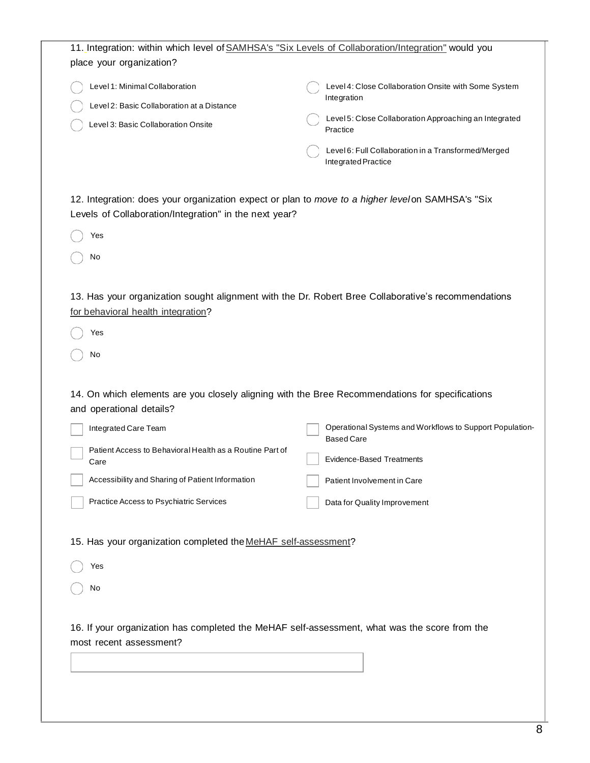11. Integration: within which level of SAMHSA's "Six Levels of Collaboration/Integration" would you place your organization?

- ◯ Level 1: Minimal Collaboration
- ◯ Level 2: Basic Collaboration at a Distance
- ◯ Level 3: Basic Collaboration Onsite
- ◯ Level 4: Close Collaboration Onsite with Some System Integration
- ◯ Level 5: Close Collaboration Approaching an Integrated Practice
- ◯ Level 6: Full Collaboration in a Transformed/Merged Integrated Practice

12. Integration: does your organization expect or plan to *move to a higher level* on SAMHSA's "Six Levels of Collaboration/Integration" in the next year?

- ◯ Yes
- ◯ No

13. Has your organization sought alignment with the Dr. Robert Bree Collaborative's recommendations for behavioral health integration?

- ◯ Yes
- ◯ No

14. On which elements are you closely aligning with the Bree Recommendations for specifications and operational details?

- ☐ Integrated Care Team
- ☐ Patient Access to Behavioral Health as a Routine Part of Care
- ☐ Accessibility and Sharing of Patient Information
- ☐ Practice Access to Psychiatric Services
- ☐ Operational Systems and Workflows to Support Population-Based Care
- ☐ Evidence-Based Treatments
- ☐ Patient Involvement in Care
- ☐ Data for Quality Improvement

15. Has your organization completed the MeHAF self-assessment?

- ◯ Yes
- ◯ No

16. If your organization has completed the MeHAF self-assessment, what was the score from the most recent assessment?

\_\_\_\_\_\_\_\_\_\_\_\_\_\_\_\_\_\_\_\_\_\_\_\_\_\_\_\_\_\_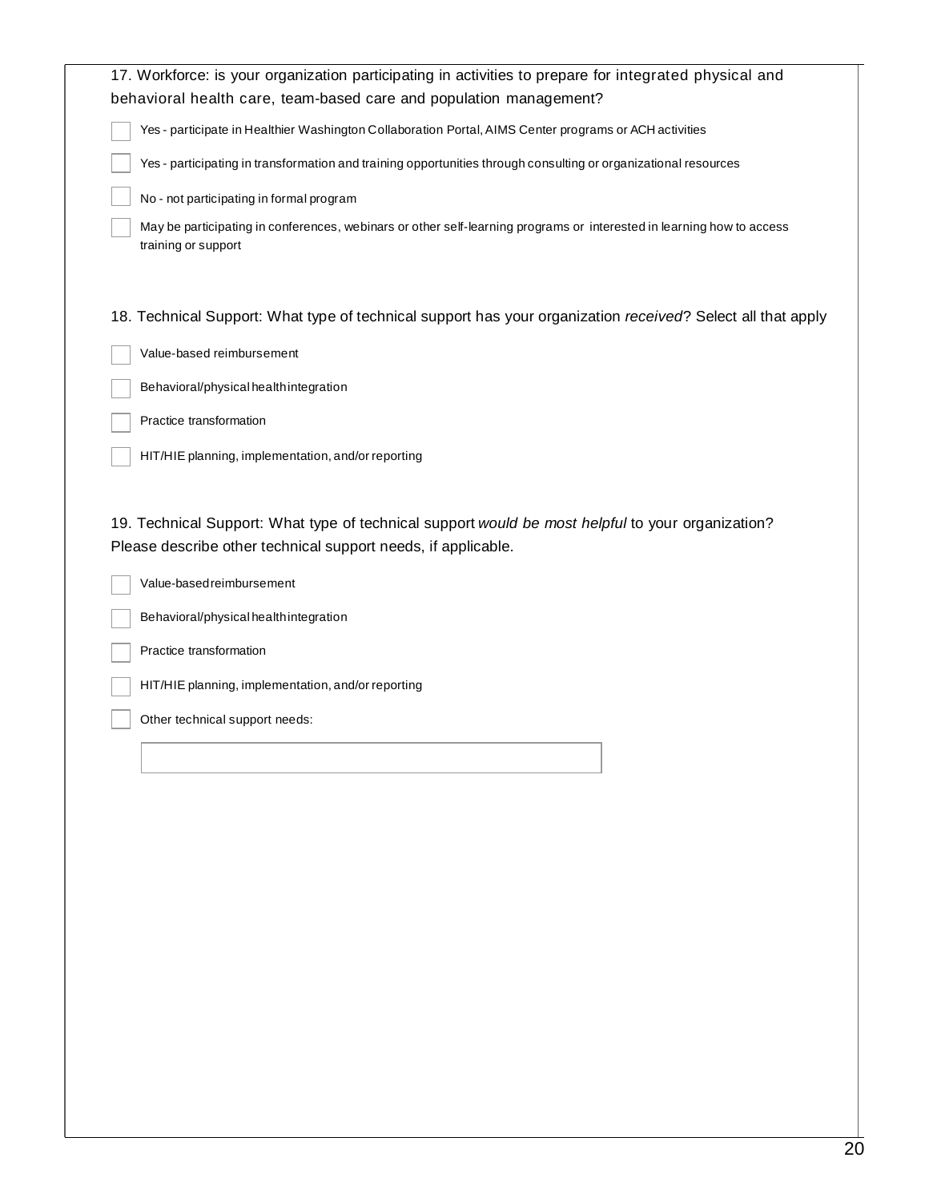17. Workforce: is your organization participating in activities to prepare for integrated physical and behavioral health care, team-based care and population management?

- [ ] Yes - participate in Healthier Washington Collaboration Portal, AIMS Center programs or ACH activities
- [ ] Yes - participating in transformation and training opportunities through consulting or organizational resources
- [ ] No - not participating in formal program
- [ ] May be participating in conferences, webinars or other self-learning programs or interested in learning how to access training or support

18. Technical Support: What type of technical support has your organization *received*? Select all that apply

- [ ] Value-based reimbursement
- [ ] Behavioral/physical health integration
- [ ] Practice transformation
- [ ] HIT/HIE planning, implementation, and/or reporting

19. Technical Support: What type of technical support *would be most helpful* to your organization? Please describe other technical support needs, if applicable.

- [ ] Value-based reimbursement
- [ ] Behavioral/physical health integration
- [ ] Practice transformation
- [ ] HIT/HIE planning, implementation, and/or reporting
- [ ] Other technical support needs: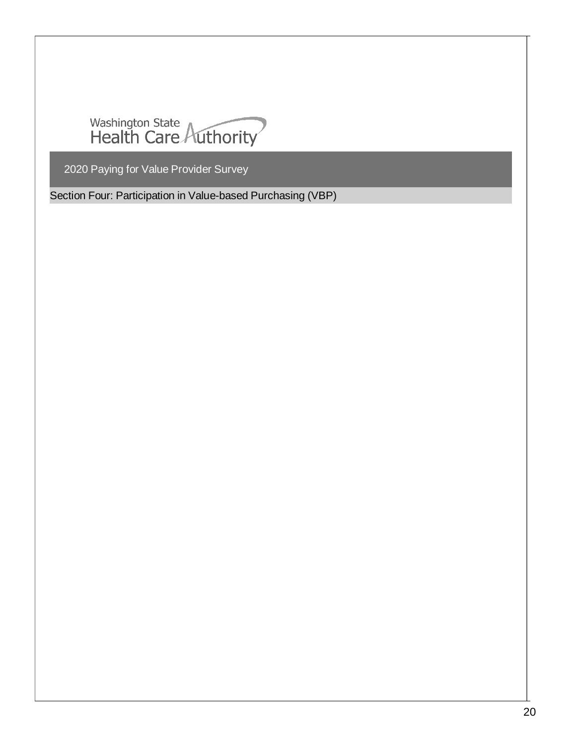Washington State Health Care Authority

## 2020 Paying for Value Provider Survey

### Section Four: Participation in Value-based Purchasing (VBP)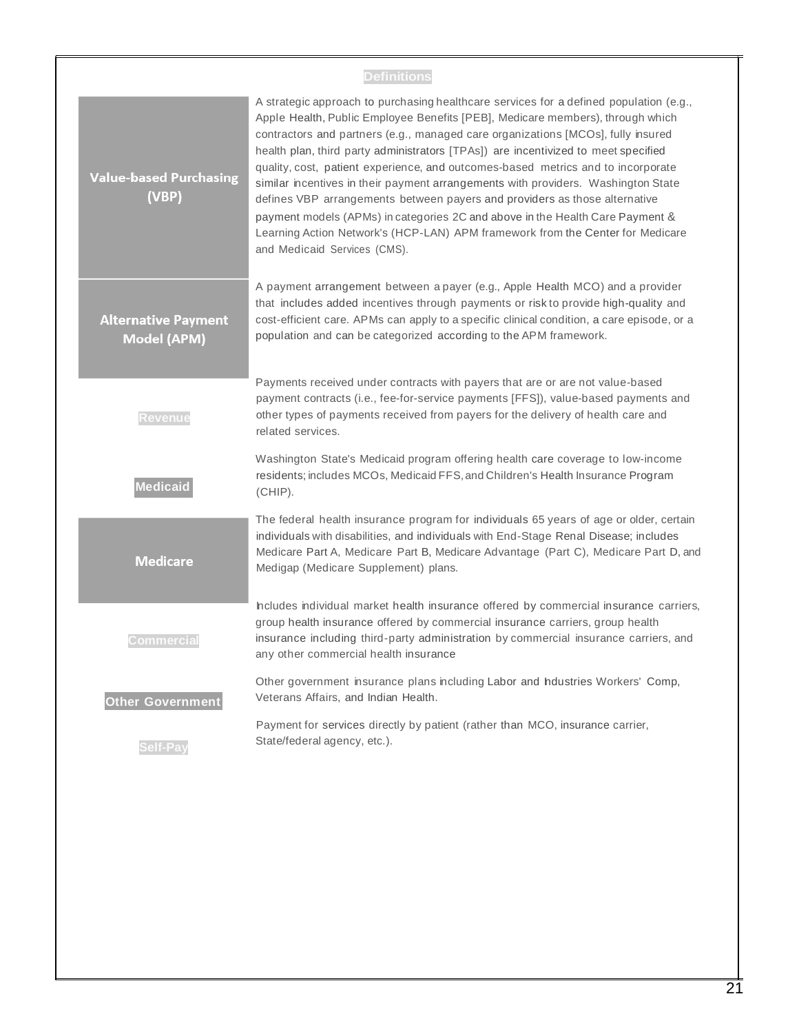## Definitions

| Term | Definition |
|---|---|
| **Value-based Purchasing (VBP)** | A strategic approach to purchasing healthcare services for a defined population (e.g., Apple Health, Public Employee Benefits [PEB], Medicare members), through which contractors and partners (e.g., managed care organizations [MCOs], fully insured health plan, third party administrators [TPAs]) are incentivized to meet specified quality, cost, patient experience, and outcomes-based metrics and to incorporate similar incentives in their payment arrangements with providers. Washington State defines VBP arrangements between payers and providers as those alternative payment models (APMs) in categories 2C and above in the Health Care Payment & Learning Action Network's (HCP-LAN) APM framework from the Center for Medicare and Medicaid Services (CMS). |
| **Alternative Payment Model (APM)** | A payment arrangement between a payer (e.g., Apple Health MCO) and a provider that includes added incentives through payments or risk to provide high-quality and cost-efficient care. APMs can apply to a specific clinical condition, a care episode, or a population and can be categorized according to the APM framework. |
| **Revenue** | Payments received under contracts with payers that are or are not value-based payment contracts (i.e., fee-for-service payments [FFS]), value-based payments and other types of payments received from payers for the delivery of health care and related services. |
| **Medicaid** | Washington State's Medicaid program offering health care coverage to low-income residents; includes MCOs, Medicaid FFS, and Children's Health Insurance Program (CHIP). |
| **Medicare** | The federal health insurance program for individuals 65 years of age or older, certain individuals with disabilities, and individuals with End-Stage Renal Disease; includes Medicare Part A, Medicare Part B, Medicare Advantage (Part C), Medicare Part D, and Medigap (Medicare Supplement) plans. |
| **Commercial** | Includes individual market health insurance offered by commercial insurance carriers, group health insurance offered by commercial insurance carriers, group health insurance including third-party administration by commercial insurance carriers, and any other commercial health insurance |
| **Other Government** | Other government insurance plans including Labor and Industries Workers' Comp, Veterans Affairs, and Indian Health. |
| **Self-Pay** | Payment for services directly by patient (rather than MCO, insurance carrier, State/federal agency, etc.). |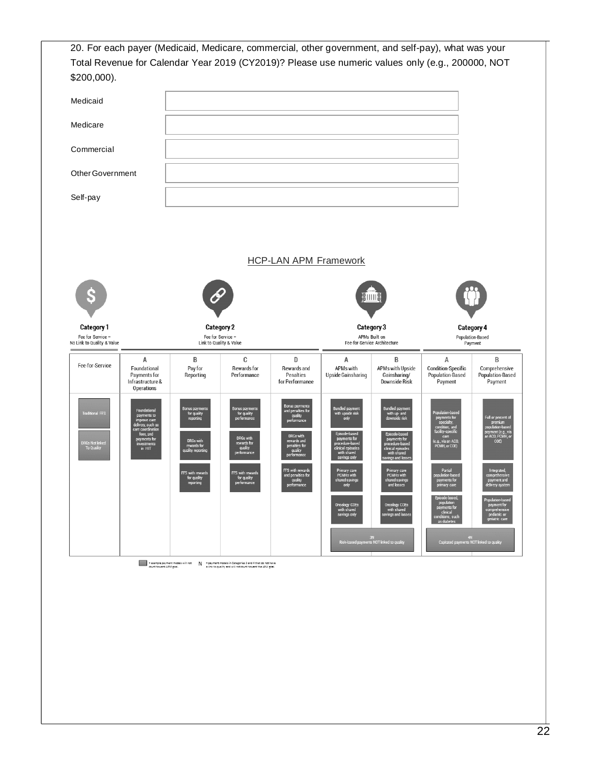20. For each payer (Medicaid, Medicare, commercial, other government, and self-pay), what was your Total Revenue for Calendar Year 2019 (CY2019)? Please use numeric values only (e.g., 200000, NOT $200,000).

| | |
|---|---|
| Medicaid | |
| Medicare | |
| Commercial | |
| Other Government | |
| Self-pay | |

HCP-LAN APM Framework

| Category 1<br>Fee for Service – No Link to Quality & Value | Category 2<br>Fee for Service – Link to Quality & Value | | | | Category 3<br>APMs Built on Fee-for-Service Architecture | | Category 4<br>Population-Based Payment | |
|---|---|---|---|---|---|---|---|---|
| Fee-for-Service | A<br>Foundational Payments for Infrastructure & Operations | B<br>Pay for Reporting | C<br>Rewards for Performance | D<br>Rewards and Penalties for Performance | A<br>APMs with Upside Gainsharing | B<br>APMs with Upside Gainsharing/ Downside Risk | A<br>Condition-Specific Population-Based Payment | B<br>Comprehensive Population-Based Payment |
| Traditional FFS | Foundational payments to improve care delivery, such as care coordination fees, and payments for investments in HIT | Bonus payments for quality reporting | Bonus payments for quality performance | Bonus payments and penalties for quality performance | Bundled payment with upside risk only | Bundled payment with up- and downside risk | Population-based payments for specialty, condition, and facility-specific care (e.g., via an ACO, PCMH, or COE) | Full or percent of premium population-based payment (e.g., via an ACO, PCMH, or COE) |
| DRGs Not linked To Quality | | DRGs with rewards for quality reporting | DRGs with rewards for quality performance | DRGs with rewards and penalties for quality performance | Episode-based payments for procedure-based clinical episodes with shared savings only | Episode-based payments for procedure-based clinical episodes with shared savings and losses | Partial population-based payments for primary care | Integrated, comprehensive payment and delivery system |
| | | FFS with rewards for quality reporting | FFS with rewards for quality performance | FFS with rewards and penalties for quality performance | Primary care PCMHs with shared savings only | Primary care PCMHs with shared savings and losses | Episode-based, population payments for clinical conditions, such as diabetes | Population-based payment for comprehensive pediatric or geriatric care |
| | | | | | Oncology COEs with shared savings only | Oncology COEs with shared savings and losses | | |
| | | | | | 3N<br>Risk-based payments NOT linked to quality | | 4N<br>Capitated payments NOT linked to quality | |

▇ = example payment models will not count toward APM goal. N = payment models in Categories 3 and 4 that do not have a link to quality and will not count toward the APM goal.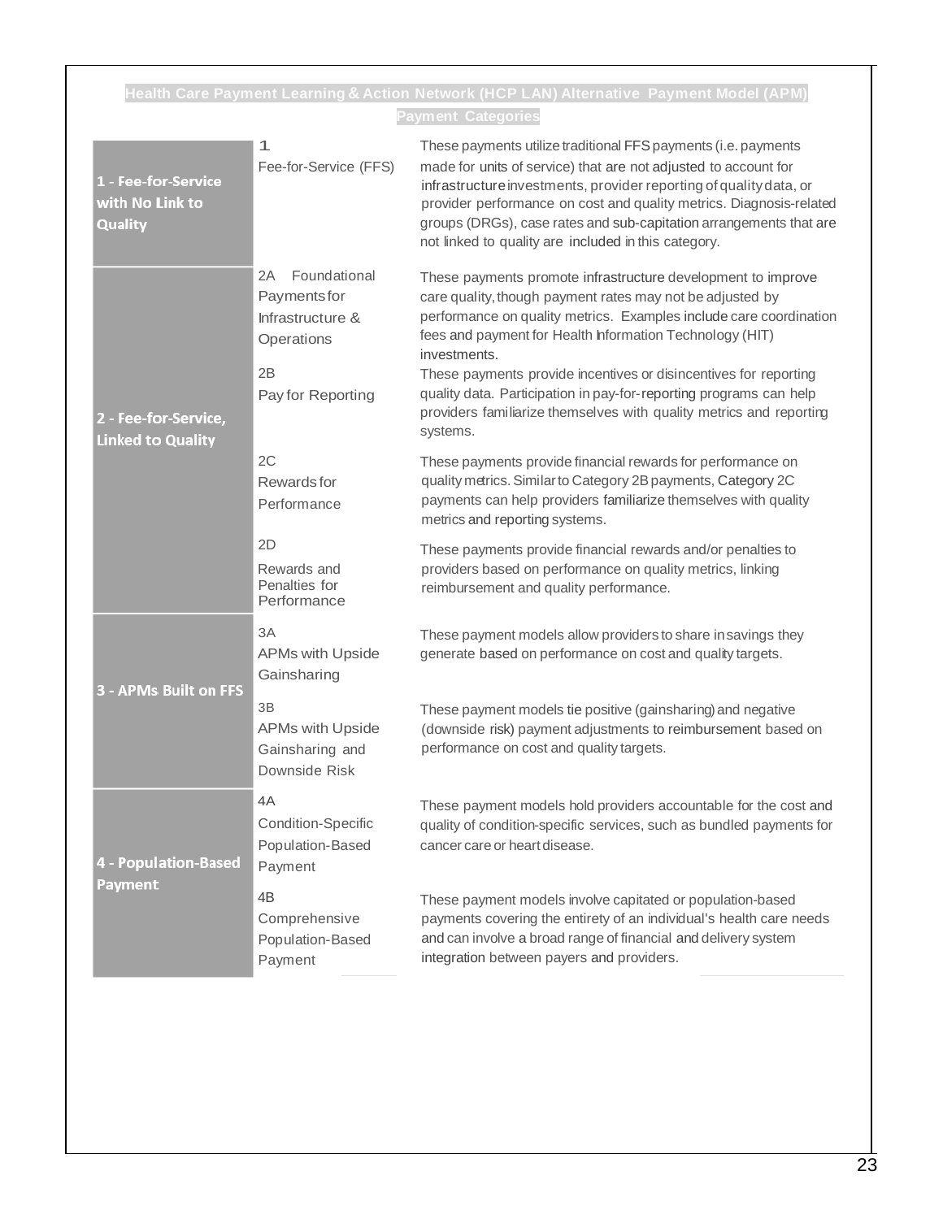## Health Care Payment Learning & Action Network (HCP LAN) Alternative Payment Model (APM) Payment Categories

| Category | Subcategory | Description |
|---|---|---|
| 1 - Fee-for-Service with No Link to Quality | 1 Fee-for-Service (FFS) | These payments utilize traditional FFS payments (i.e. payments made for units of service) that are not adjusted to account for infrastructure investments, provider reporting of quality data, or provider performance on cost and quality metrics. Diagnosis-related groups (DRGs), case rates and sub-capitation arrangements that are not linked to quality are included in this category. |
| 2 - Fee-for-Service, Linked to Quality | 2A Foundational Payments for Infrastructure & Operations | These payments promote infrastructure development to improve care quality, though payment rates may not be adjusted by performance on quality metrics. Examples include care coordination fees and payment for Health Information Technology (HIT) investments. |
| | 2B Pay for Reporting | These payments provide incentives or disincentives for reporting quality data. Participation in pay-for-reporting programs can help providers familiarize themselves with quality metrics and reporting systems. |
| | 2C Rewards for Performance | These payments provide financial rewards for performance on quality metrics. Similar to Category 2B payments, Category 2C payments can help providers familiarize themselves with quality metrics and reporting systems. |
| | 2D Rewards and Penalties for Performance | These payments provide financial rewards and/or penalties to providers based on performance on quality metrics, linking reimbursement and quality performance. |
| 3 - APMs Built on FFS | 3A APMs with Upside Gainsharing | These payment models allow providers to share in savings they generate based on performance on cost and quality targets. |
| | 3B APMs with Upside Gainsharing and Downside Risk | These payment models tie positive (gainsharing) and negative (downside risk) payment adjustments to reimbursement based on performance on cost and quality targets. |
| 4 - Population-Based Payment | 4A Condition-Specific Population-Based Payment | These payment models hold providers accountable for the cost and quality of condition-specific services, such as bundled payments for cancer care or heart disease. |
| | 4B Comprehensive Population-Based Payment | These payment models involve capitated or population-based payments covering the entirety of an individual's health care needs and can involve a broad range of financial and delivery system integration between payers and providers. |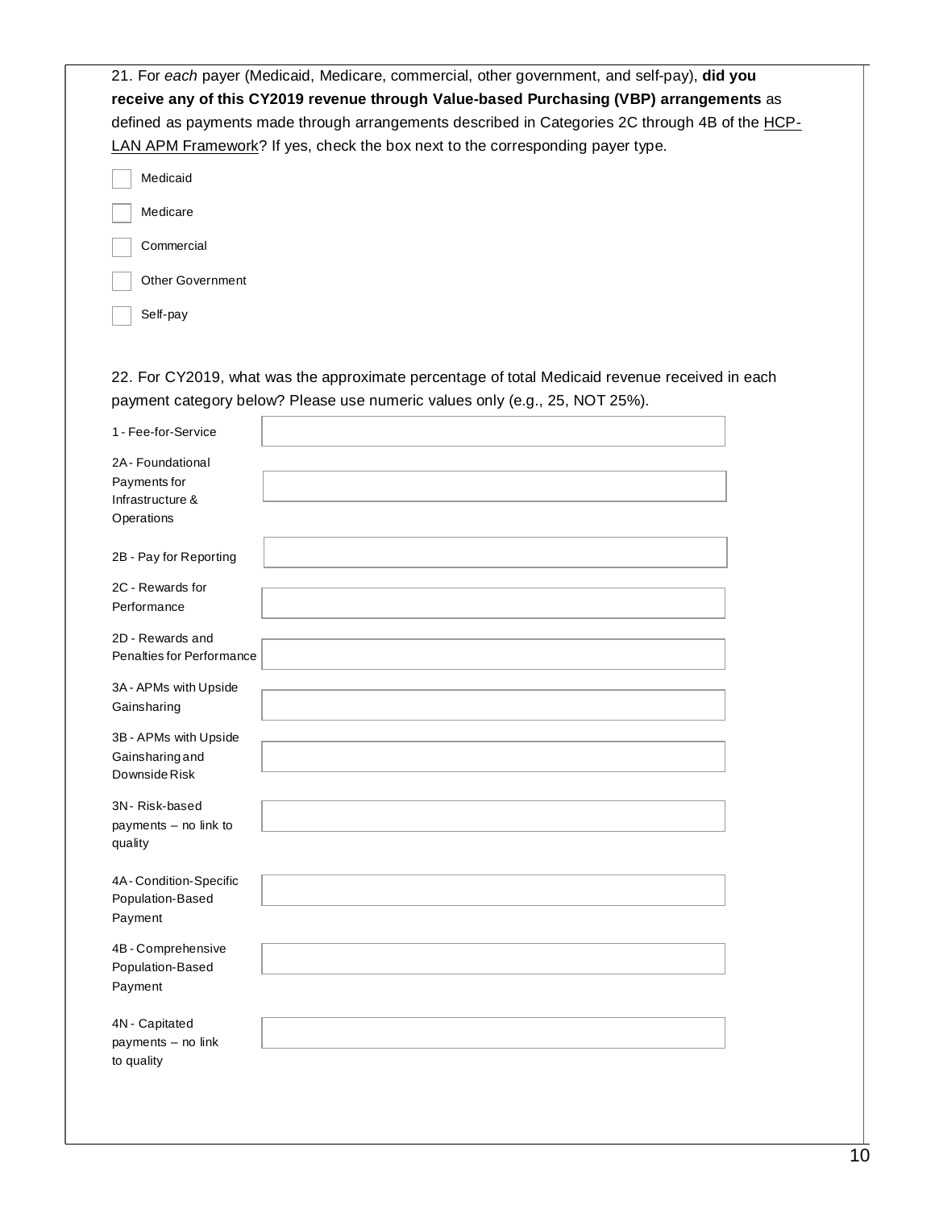21. For *each* payer (Medicaid, Medicare, commercial, other government, and self-pay), **did you receive any of this CY2019 revenue through Value-based Purchasing (VBP) arrangements** as defined as payments made through arrangements described in Categories 2C through 4B of the HCP-LAN APM Framework? If yes, check the box next to the corresponding payer type.

- [ ] Medicaid
- [ ] Medicare
- [ ] Commercial
- [ ] Other Government
- [ ] Self-pay

22. For CY2019, what was the approximate percentage of total Medicaid revenue received in each payment category below? Please use numeric values only (e.g., 25, NOT 25%).

| Payment category | Percentage |
|---|---|
| 1 - Fee-for-Service | |
| 2A - Foundational Payments for Infrastructure & Operations | |
| 2B - Pay for Reporting | |
| 2C - Rewards for Performance | |
| 2D - Rewards and Penalties for Performance | |
| 3A - APMs with Upside Gainsharing | |
| 3B - APMs with Upside Gainsharing and Downside Risk | |
| 3N - Risk-based payments – no link to quality | |
| 4A - Condition-Specific Population-Based Payment | |
| 4B - Comprehensive Population-Based Payment | |
| 4N - Capitated payments – no link to quality | |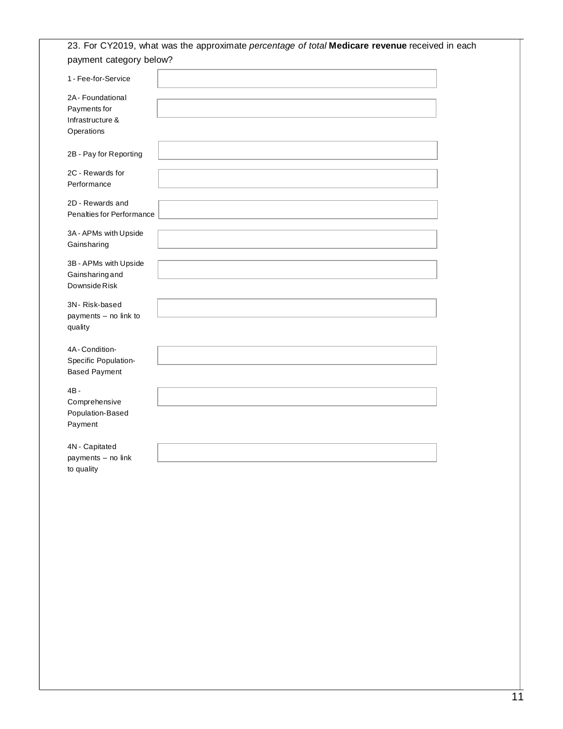23. For CY2019, what was the approximate *percentage of total* **Medicare revenue** received in each payment category below?

| Payment category | Percentage |
| --- | --- |
| 1 - Fee-for-Service | |
| 2A - Foundational Payments for Infrastructure & Operations | |
| 2B - Pay for Reporting | |
| 2C - Rewards for Performance | |
| 2D - Rewards and Penalties for Performance | |
| 3A - APMs with Upside Gainsharing | |
| 3B - APMs with Upside Gainsharing and Downside Risk | |
| 3N - Risk-based payments – no link to quality | |
| 4A - Condition-Specific Population-Based Payment | |
| 4B - Comprehensive Population-Based Payment | |
| 4N - Capitated payments – no link to quality | |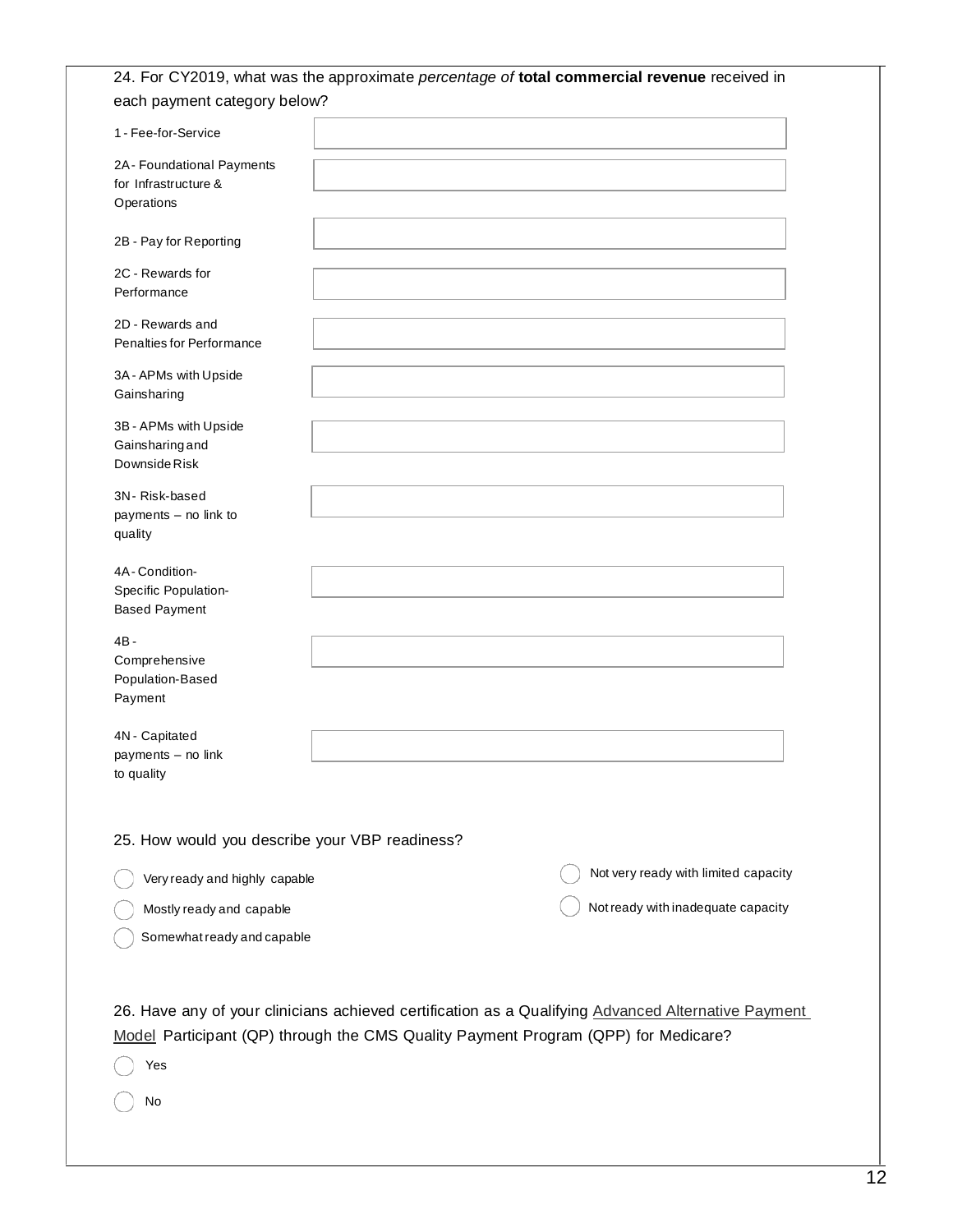24. For CY2019, what was the approximate *percentage of* **total commercial revenue** received in each payment category below?

| Payment category | Percentage |
| --- | --- |
| 1 - Fee-for-Service | |
| 2A - Foundational Payments for Infrastructure & Operations | |
| 2B - Pay for Reporting | |
| 2C - Rewards for Performance | |
| 2D - Rewards and Penalties for Performance | |
| 3A - APMs with Upside Gainsharing | |
| 3B - APMs with Upside Gainsharing and Downside Risk | |
| 3N - Risk-based payments – no link to quality | |
| 4A - Condition-Specific Population-Based Payment | |
| 4B - Comprehensive Population-Based Payment | |
| 4N - Capitated payments – no link to quality | |

25. How would you describe your VBP readiness?

- ◯ Very ready and highly capable
- ◯ Mostly ready and capable
- ◯ Somewhat ready and capable
- ◯ Not very ready with limited capacity
- ◯ Not ready with inadequate capacity

26. Have any of your clinicians achieved certification as a Qualifying Advanced Alternative Payment Model Participant (QP) through the CMS Quality Payment Program (QPP) for Medicare?

- ◯ Yes
- ◯ No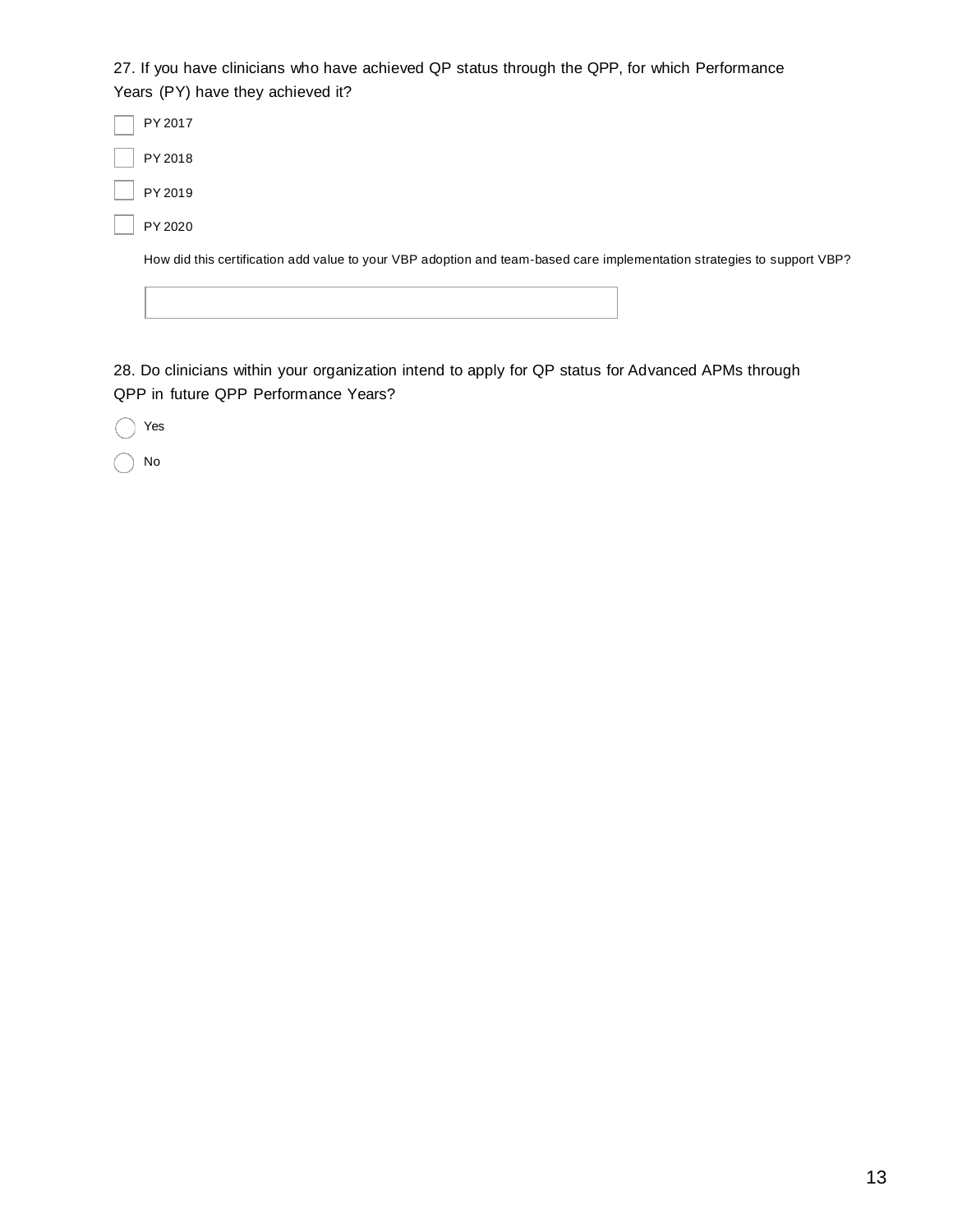27. If you have clinicians who have achieved QP status through the QPP, for which Performance Years (PY) have they achieved it?

- [ ] PY 2017
- [ ] PY 2018
- [ ] PY 2019
- [ ] PY 2020

How did this certification add value to your VBP adoption and team-based care implementation strategies to support VBP?

\_\_\_\_\_\_\_\_\_\_\_\_\_\_\_\_\_\_\_\_\_\_\_\_\_\_\_\_\_\_\_\_\_\_\_\_\_\_\_\_

28. Do clinicians within your organization intend to apply for QP status for Advanced APMs through QPP in future QPP Performance Years?

- ( ) Yes
- ( ) No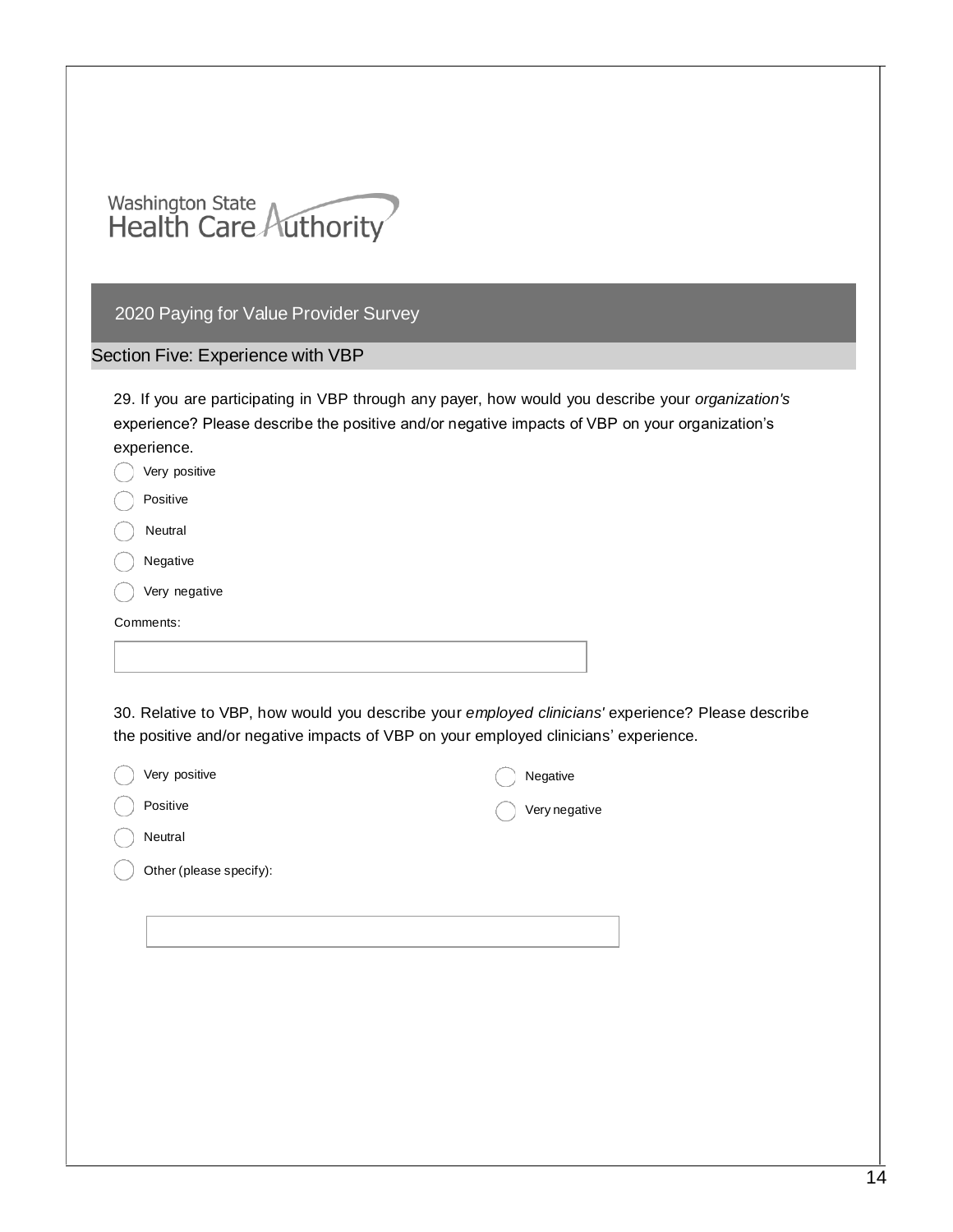Washington State Health Care Authority

## 2020 Paying for Value Provider Survey

### Section Five: Experience with VBP

29. If you are participating in VBP through any payer, how would you describe your *organization's* experience? Please describe the positive and/or negative impacts of VBP on your organization's experience.

- ◯ Very positive
- ◯ Positive
- ◯ Neutral
- ◯ Negative
- ◯ Very negative

Comments:

30. Relative to VBP, how would you describe your *employed clinicians'* experience? Please describe the positive and/or negative impacts of VBP on your employed clinicians' experience.

- ◯ Very positive
- ◯ Positive
- ◯ Neutral
- ◯ Negative
- ◯ Very negative
- ◯ Other (please specify):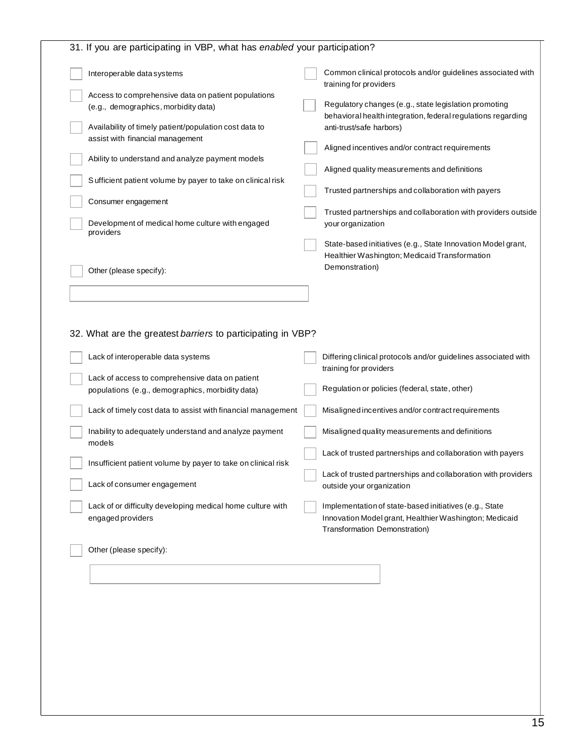31. If you are participating in VBP, what has *enabled* your participation?

- [ ] Interoperable data systems
- [ ] Access to comprehensive data on patient populations (e.g., demographics, morbidity data)
- [ ] Availability of timely patient/population cost data to assist with financial management
- [ ] Ability to understand and analyze payment models
- [ ] Sufficient patient volume by payer to take on clinical risk
- [ ] Consumer engagement
- [ ] Development of medical home culture with engaged providers
- [ ] Common clinical protocols and/or guidelines associated with training for providers
- [ ] Regulatory changes (e.g., state legislation promoting behavioral health integration, federal regulations regarding anti-trust/safe harbors)
- [ ] Aligned incentives and/or contract requirements
- [ ] Aligned quality measurements and definitions
- [ ] Trusted partnerships and collaboration with payers
- [ ] Trusted partnerships and collaboration with providers outside your organization
- [ ] State-based initiatives (e.g., State Innovation Model grant, Healthier Washington; Medicaid Transformation Demonstration)
- [ ] Other (please specify):

______________________________

32. What are the greatest *barriers* to participating in VBP?

- [ ] Lack of interoperable data systems
- [ ] Lack of access to comprehensive data on patient populations (e.g., demographics, morbidity data)
- [ ] Lack of timely cost data to assist with financial management
- [ ] Inability to adequately understand and analyze payment models
- [ ] Insufficient patient volume by payer to take on clinical risk
- [ ] Lack of consumer engagement
- [ ] Lack of or difficulty developing medical home culture with engaged providers
- [ ] Differing clinical protocols and/or guidelines associated with training for providers
- [ ] Regulation or policies (federal, state, other)
- [ ] Misaligned incentives and/or contract requirements
- [ ] Misaligned quality measurements and definitions
- [ ] Lack of trusted partnerships and collaboration with payers
- [ ] Lack of trusted partnerships and collaboration with providers outside your organization
- [ ] Implementation of state-based initiatives (e.g., State Innovation Model grant, Healthier Washington; Medicaid Transformation Demonstration)
- [ ] Other (please specify):

______________________________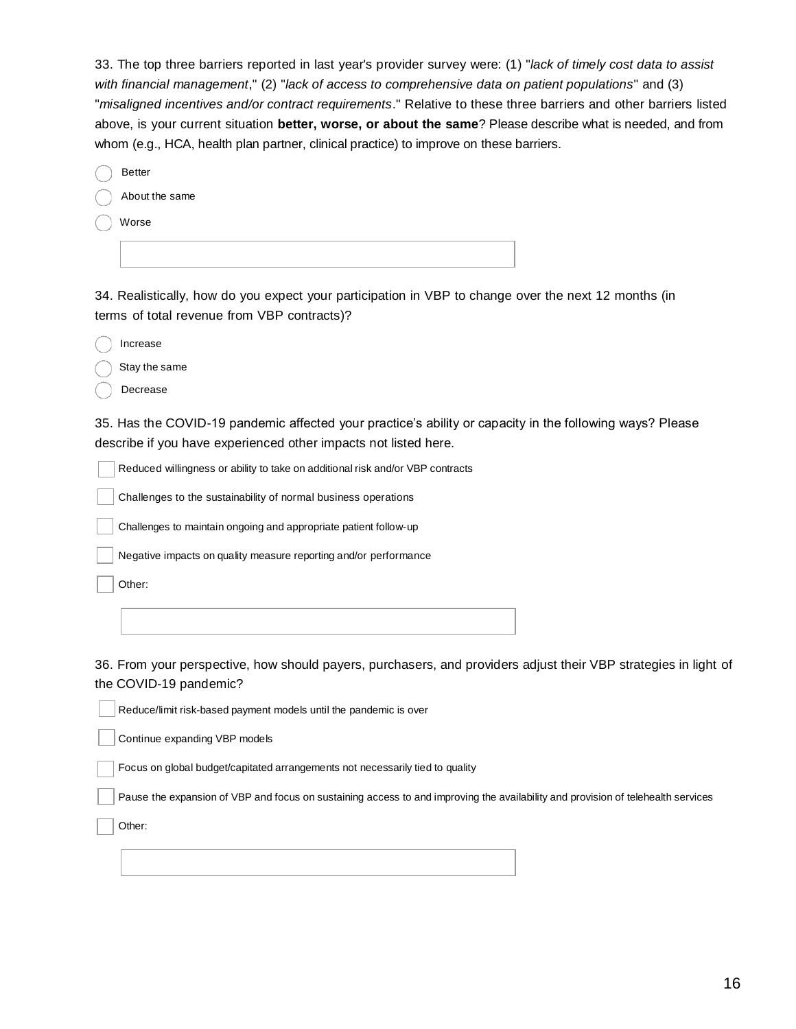33. The top three barriers reported in last year's provider survey were: (1) "*lack of timely cost data to assist with financial management*," (2) "*lack of access to comprehensive data on patient populations*" and (3) "*misaligned incentives and/or contract requirements*." Relative to these three barriers and other barriers listed above, is your current situation **better, worse, or about the same**? Please describe what is needed, and from whom (e.g., HCA, health plan partner, clinical practice) to improve on these barriers.

- ◯ Better
- ◯ About the same
- ◯ Worse

[ ]

34. Realistically, how do you expect your participation in VBP to change over the next 12 months (in terms of total revenue from VBP contracts)?

- ◯ Increase
- ◯ Stay the same
- ◯ Decrease

35. Has the COVID-19 pandemic affected your practice's ability or capacity in the following ways? Please describe if you have experienced other impacts not listed here.

- [ ] Reduced willingness or ability to take on additional risk and/or VBP contracts
- [ ] Challenges to the sustainability of normal business operations
- [ ] Challenges to maintain ongoing and appropriate patient follow-up
- [ ] Negative impacts on quality measure reporting and/or performance
- [ ] Other:

[ ]

36. From your perspective, how should payers, purchasers, and providers adjust their VBP strategies in light of the COVID-19 pandemic?

- [ ] Reduce/limit risk-based payment models until the pandemic is over
- [ ] Continue expanding VBP models
- [ ] Focus on global budget/capitated arrangements not necessarily tied to quality
- [ ] Pause the expansion of VBP and focus on sustaining access to and improving the availability and provision of telehealth services
- [ ] Other:

[ ]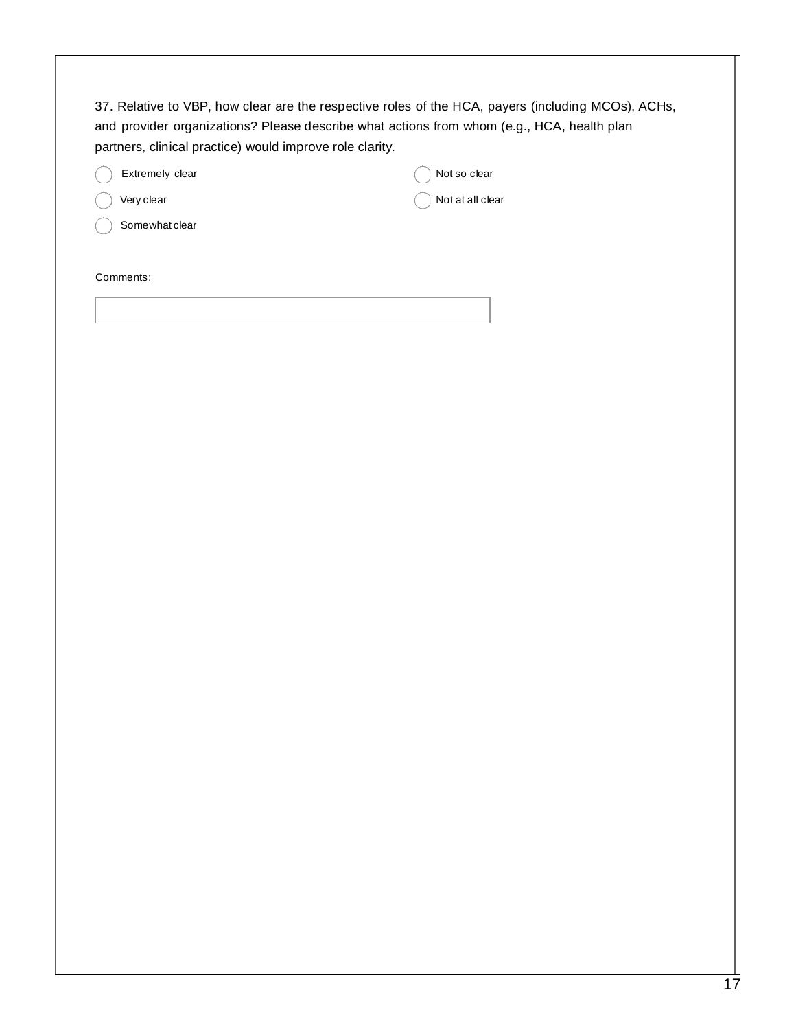37. Relative to VBP, how clear are the respective roles of the HCA, payers (including MCOs), ACHs, and provider organizations? Please describe what actions from whom (e.g., HCA, health plan partners, clinical practice) would improve role clarity.

- ◯ Extremely clear
- ◯ Very clear
- ◯ Somewhat clear
- ◯ Not so clear
- ◯ Not at all clear

Comments: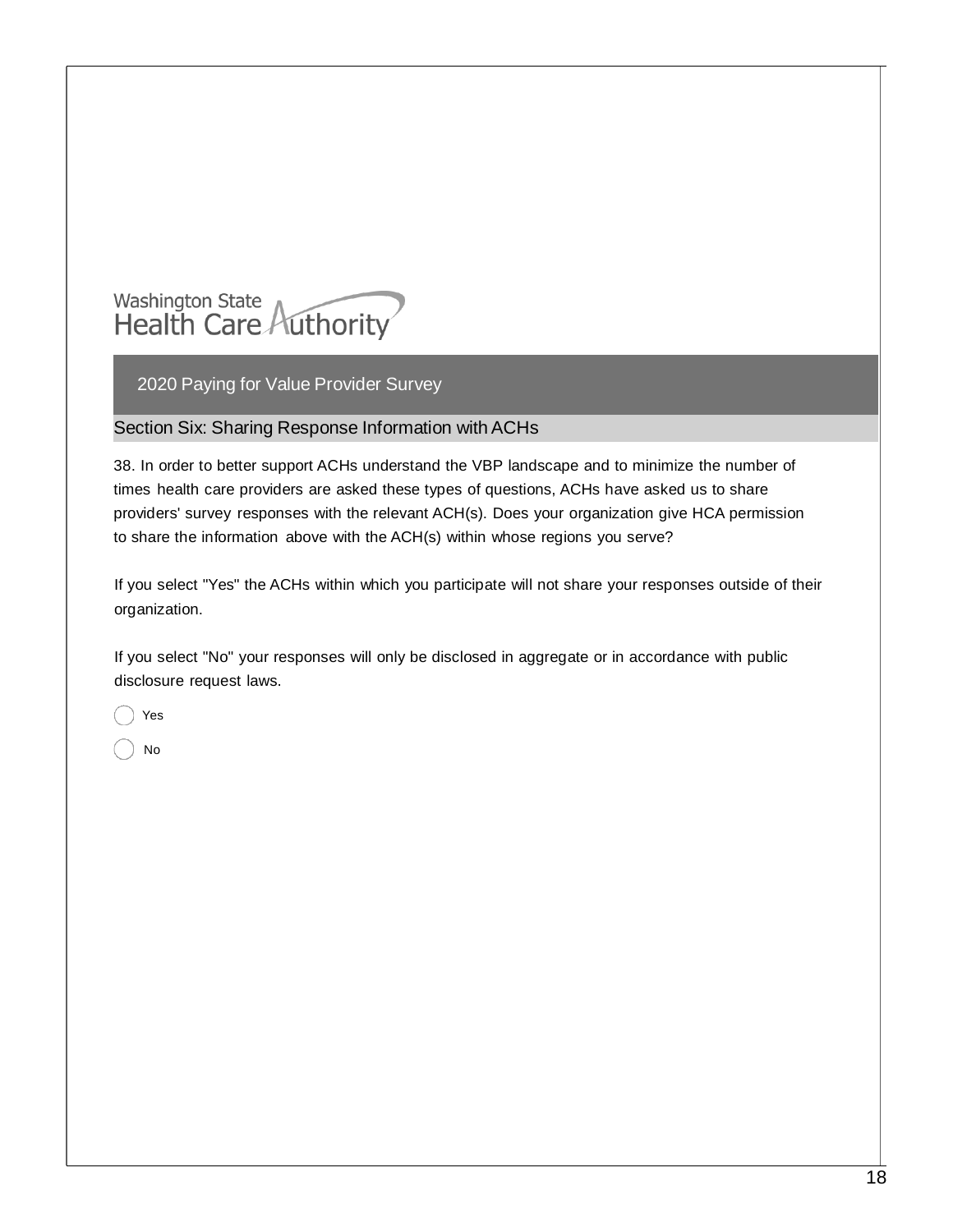Washington State Health Care Authority

## 2020 Paying for Value Provider Survey

### Section Six: Sharing Response Information with ACHs

38. In order to better support ACHs understand the VBP landscape and to minimize the number of times health care providers are asked these types of questions, ACHs have asked us to share providers' survey responses with the relevant ACH(s). Does your organization give HCA permission to share the information above with the ACH(s) within whose regions you serve?

If you select "Yes" the ACHs within which you participate will not share your responses outside of their organization.

If you select "No" your responses will only be disclosed in aggregate or in accordance with public disclosure request laws.

- ◯ Yes
- ◯ No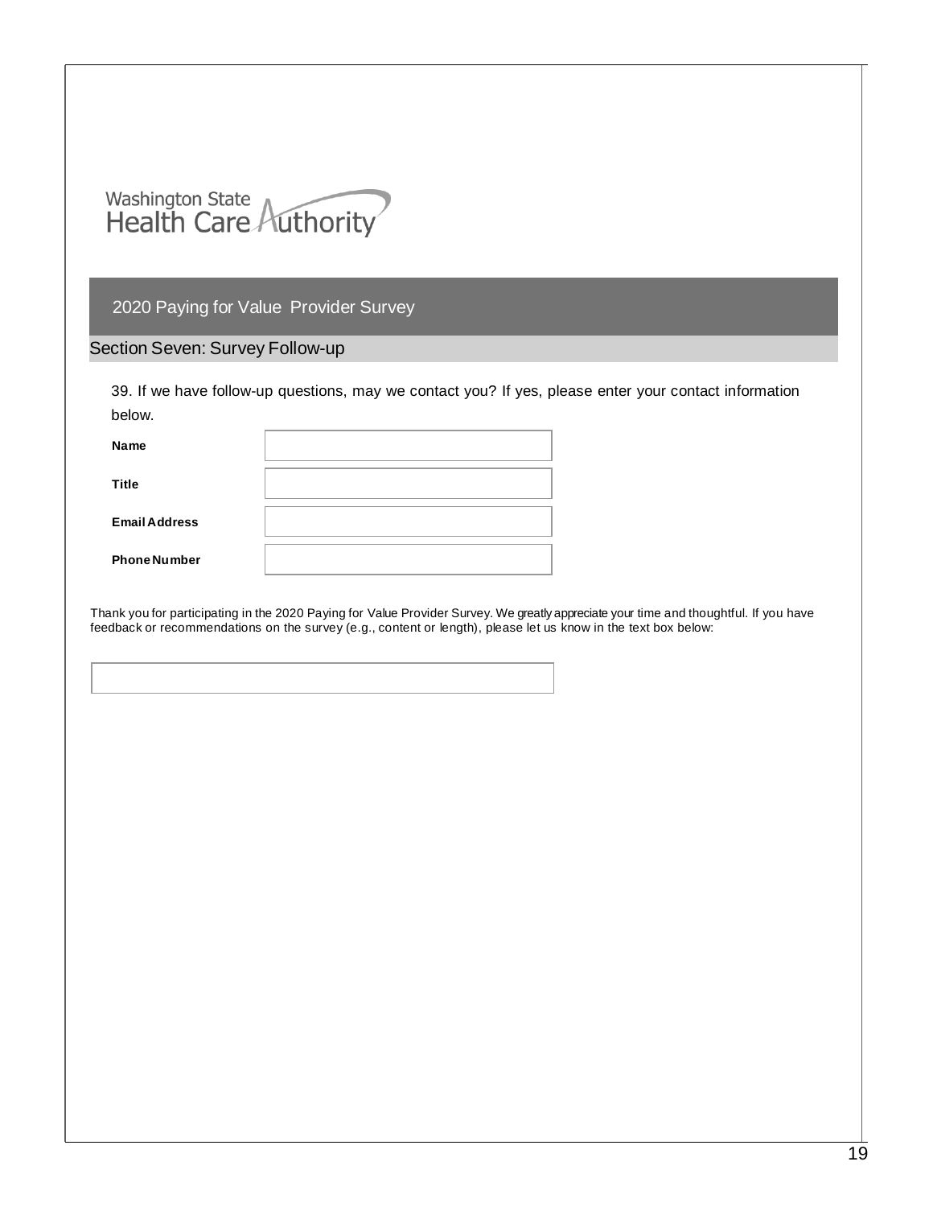Washington State Health Care Authority

## 2020 Paying for Value Provider Survey

### Section Seven: Survey Follow-up

39. If we have follow-up questions, may we contact you? If yes, please enter your contact information below.

| | |
|---|---|
| **Name** | |
| **Title** | |
| **Email Address** | |
| **Phone Number** | |

Thank you for participating in the 2020 Paying for Value Provider Survey. We greatly appreciate your time and thoughtful. If you have feedback or recommendations on the survey (e.g., content or length), please let us know in the text box below: